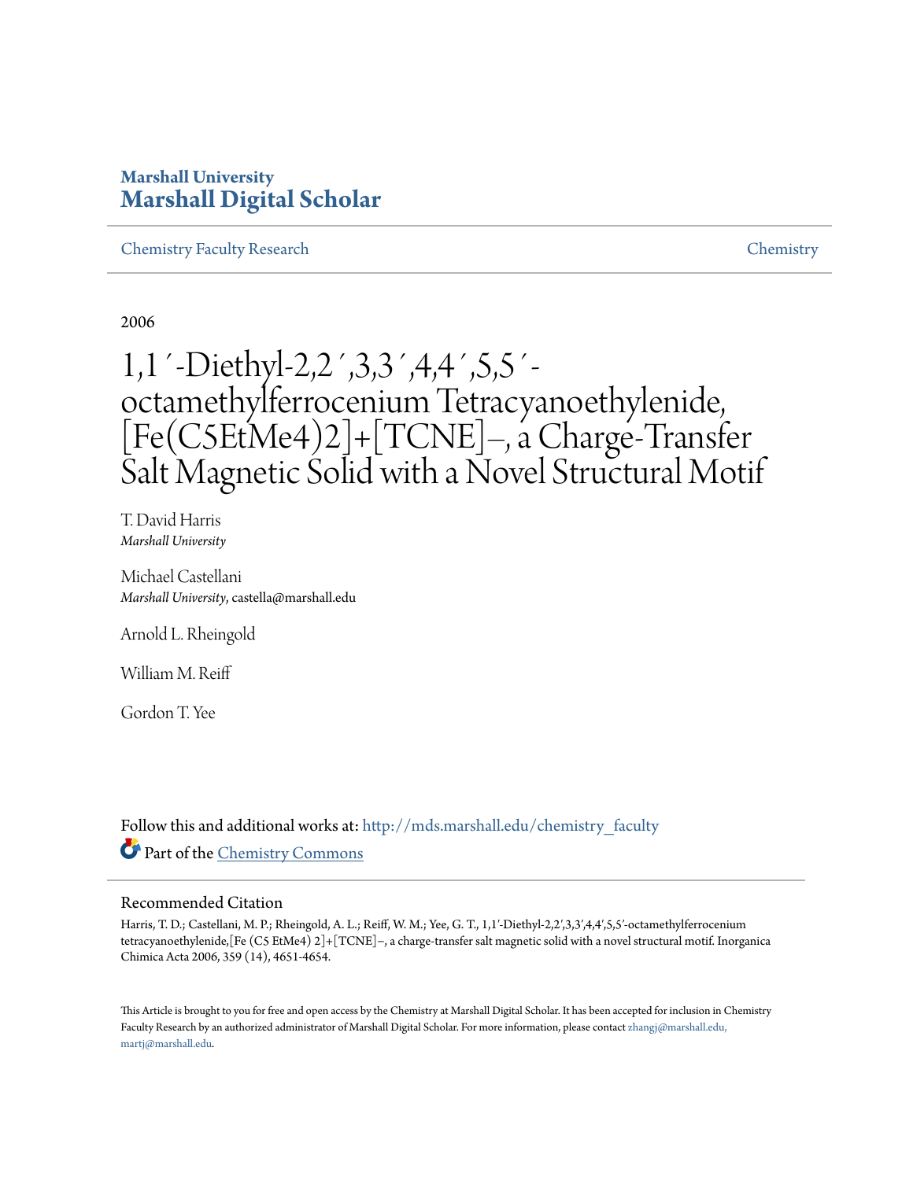**Marshall University**

# Marshall Digital Scholar

Chemistry Faculty Research | Chemistry

2006

# 1,1´-Diethyl-2,2´,3,3´,4,4´,5,5´-octamethylferrocenium Tetracyanoethylenide, [Fe(C5EtMe4)2]+[TCNE]–, a Charge-Transfer Salt Magnetic Solid with a Novel Structural Motif

T. David Harris
*Marshall University*

Michael Castellani
*Marshall University*, castella@marshall.edu

Arnold L. Rheingold

William M. Reiff

Gordon T. Yee

Follow this and additional works at: http://mds.marshall.edu/chemistry_faculty

Part of the Chemistry Commons

## Recommended Citation

Harris, T. D.; Castellani, M. P.; Rheingold, A. L.; Reiff, W. M.; Yee, G. T., 1,1′-Diethyl-2,2′,3,3′,4,4′,5,5′-octamethylferrocenium tetracyanoethylenide,[Fe (C5 EtMe4) 2]+[TCNE]−, a charge-transfer salt magnetic solid with a novel structural motif. Inorganica Chimica Acta 2006, 359 (14), 4651-4654.

This Article is brought to you for free and open access by the Chemistry at Marshall Digital Scholar. It has been accepted for inclusion in Chemistry Faculty Research by an authorized administrator of Marshall Digital Scholar. For more information, please contact zhangj@marshall.edu, martj@marshall.edu.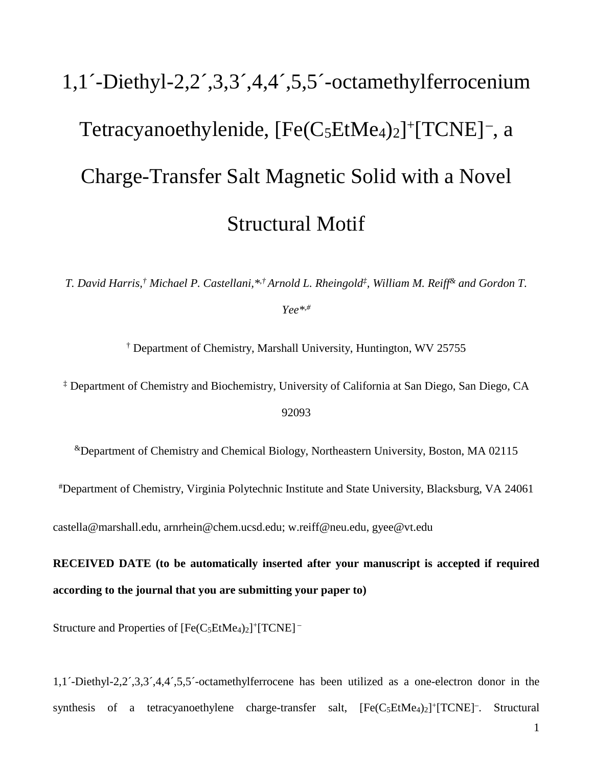# 1,1´-Diethyl-2,2´,3,3´,4,4´,5,5´-octamethylferrocenium Tetracyanoethylenide, $[Fe(C_5EtMe_4)_2]^+[TCNE]^-$, a Charge-Transfer Salt Magnetic Solid with a Novel Structural Motif

*T. David Harris,[†] Michael P. Castellani,*[,†] Arnold L. Rheingold[‡], William M. Reiff[&] and Gordon T. Yee*[,#]*

[†] Department of Chemistry, Marshall University, Huntington, WV 25755

[‡] Department of Chemistry and Biochemistry, University of California at San Diego, San Diego, CA 92093

[&]Department of Chemistry and Chemical Biology, Northeastern University, Boston, MA 02115

[#]Department of Chemistry, Virginia Polytechnic Institute and State University, Blacksburg, VA 24061

castella@marshall.edu, arnrhein@chem.ucsd.edu; w.reiff@neu.edu, gyee@vt.edu

**RECEIVED DATE (to be automatically inserted after your manuscript is accepted if required according to the journal that you are submitting your paper to)**

Structure and Properties of $[Fe(C_5EtMe_4)_2]^+[TCNE]^-$

1,1´-Diethyl-2,2´,3,3´,4,4´,5,5´-octamethylferrocene has been utilized as a one-electron donor in the synthesis of a tetracyanoethylene charge-transfer salt, $[Fe(C_5EtMe_4)_2]^+[TCNE]^-$. Structural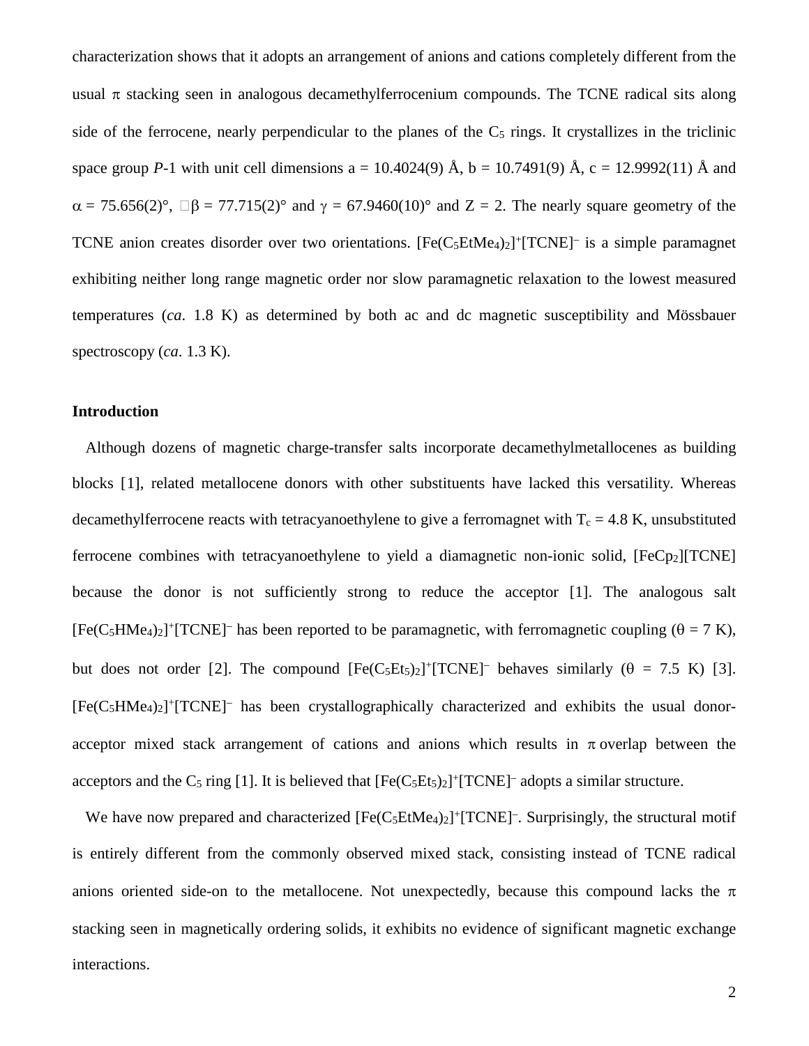characterization shows that it adopts an arrangement of anions and cations completely different from the usual $\pi$ stacking seen in analogous decamethylferrocenium compounds. The TCNE radical sits along side of the ferrocene, nearly perpendicular to the planes of the $C_5$ rings. It crystallizes in the triclinic space group *P*-1 with unit cell dimensions a = 10.4024(9) Å, b = 10.7491(9) Å, c = 12.9992(11) Å and $\alpha$ = 75.656(2)°, $\beta$ = 77.715(2)° and $\gamma$ = 67.9460(10)° and Z = 2. The nearly square geometry of the TCNE anion creates disorder over two orientations. $[Fe(C_5EtMe_4)_2]^+[TCNE]^-$ is a simple paramagnet exhibiting neither long range magnetic order nor slow paramagnetic relaxation to the lowest measured temperatures (*ca*. 1.8 K) as determined by both ac and dc magnetic susceptibility and Mössbauer spectroscopy (*ca*. 1.3 K).

## Introduction

Although dozens of magnetic charge-transfer salts incorporate decamethylmetallocenes as building blocks [1], related metallocene donors with other substituents have lacked this versatility. Whereas decamethylferrocene reacts with tetracyanoethylene to give a ferromagnet with $T_c$ = 4.8 K, unsubstituted ferrocene combines with tetracyanoethylene to yield a diamagnetic non-ionic solid, $[FeCp_2][TCNE]$ because the donor is not sufficiently strong to reduce the acceptor [1]. The analogous salt $[Fe(C_5HMe_4)_2]^+[TCNE]^-$ has been reported to be paramagnetic, with ferromagnetic coupling ($\theta$ = 7 K), but does not order [2]. The compound $[Fe(C_5Et_5)_2]^+[TCNE]^-$ behaves similarly ($\theta$ = 7.5 K) [3]. $[Fe(C_5HMe_4)_2]^+[TCNE]^-$ has been crystallographically characterized and exhibits the usual donor-acceptor mixed stack arrangement of cations and anions which results in $\pi$ overlap between the acceptors and the $C_5$ ring [1]. It is believed that $[Fe(C_5Et_5)_2]^+[TCNE]^-$ adopts a similar structure.

We have now prepared and characterized $[Fe(C_5EtMe_4)_2]^+[TCNE]^-$. Surprisingly, the structural motif is entirely different from the commonly observed mixed stack, consisting instead of TCNE radical anions oriented side-on to the metallocene. Not unexpectedly, because this compound lacks the $\pi$ stacking seen in magnetically ordering solids, it exhibits no evidence of significant magnetic exchange interactions.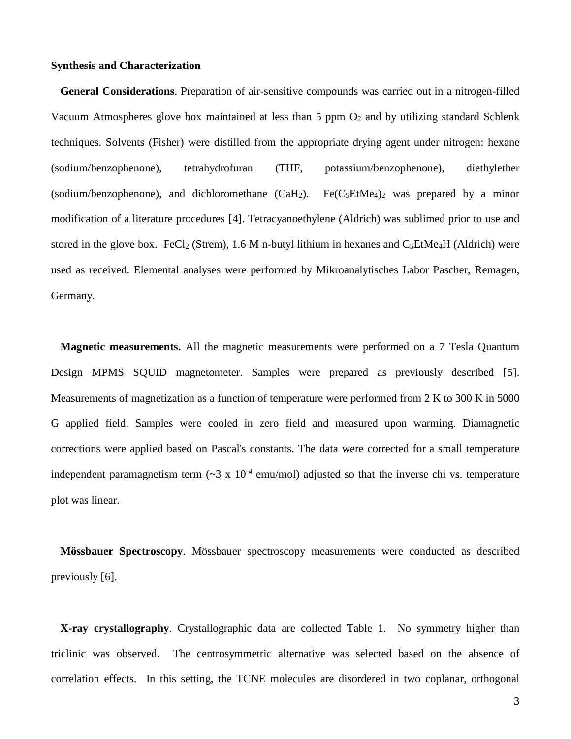## Synthesis and Characterization

**General Considerations**. Preparation of air-sensitive compounds was carried out in a nitrogen-filled Vacuum Atmospheres glove box maintained at less than 5 ppm $O_2$ and by utilizing standard Schlenk techniques. Solvents (Fisher) were distilled from the appropriate drying agent under nitrogen: hexane (sodium/benzophenone), tetrahydrofuran (THF, potassium/benzophenone), diethylether (sodium/benzophenone), and dichloromethane ($CaH_2$). $Fe(C_5EtMe_4)_2$ was prepared by a minor modification of a literature procedures [4]. Tetracyanoethylene (Aldrich) was sublimed prior to use and stored in the glove box. $FeCl_2$ (Strem), 1.6 M n-butyl lithium in hexanes and $C_5EtMe_4H$ (Aldrich) were used as received. Elemental analyses were performed by Mikroanalytisches Labor Pascher, Remagen, Germany.

**Magnetic measurements.** All the magnetic measurements were performed on a 7 Tesla Quantum Design MPMS SQUID magnetometer. Samples were prepared as previously described [5]. Measurements of magnetization as a function of temperature were performed from 2 K to 300 K in 5000 G applied field. Samples were cooled in zero field and measured upon warming. Diamagnetic corrections were applied based on Pascal's constants. The data were corrected for a small temperature independent paramagnetism term (~$3 \times 10^{-4}$ emu/mol) adjusted so that the inverse chi vs. temperature plot was linear.

**Mössbauer Spectroscopy**. Mössbauer spectroscopy measurements were conducted as described previously [6].

**X-ray crystallography**. Crystallographic data are collected Table 1. No symmetry higher than triclinic was observed. The centrosymmetric alternative was selected based on the absence of correlation effects. In this setting, the TCNE molecules are disordered in two coplanar, orthogonal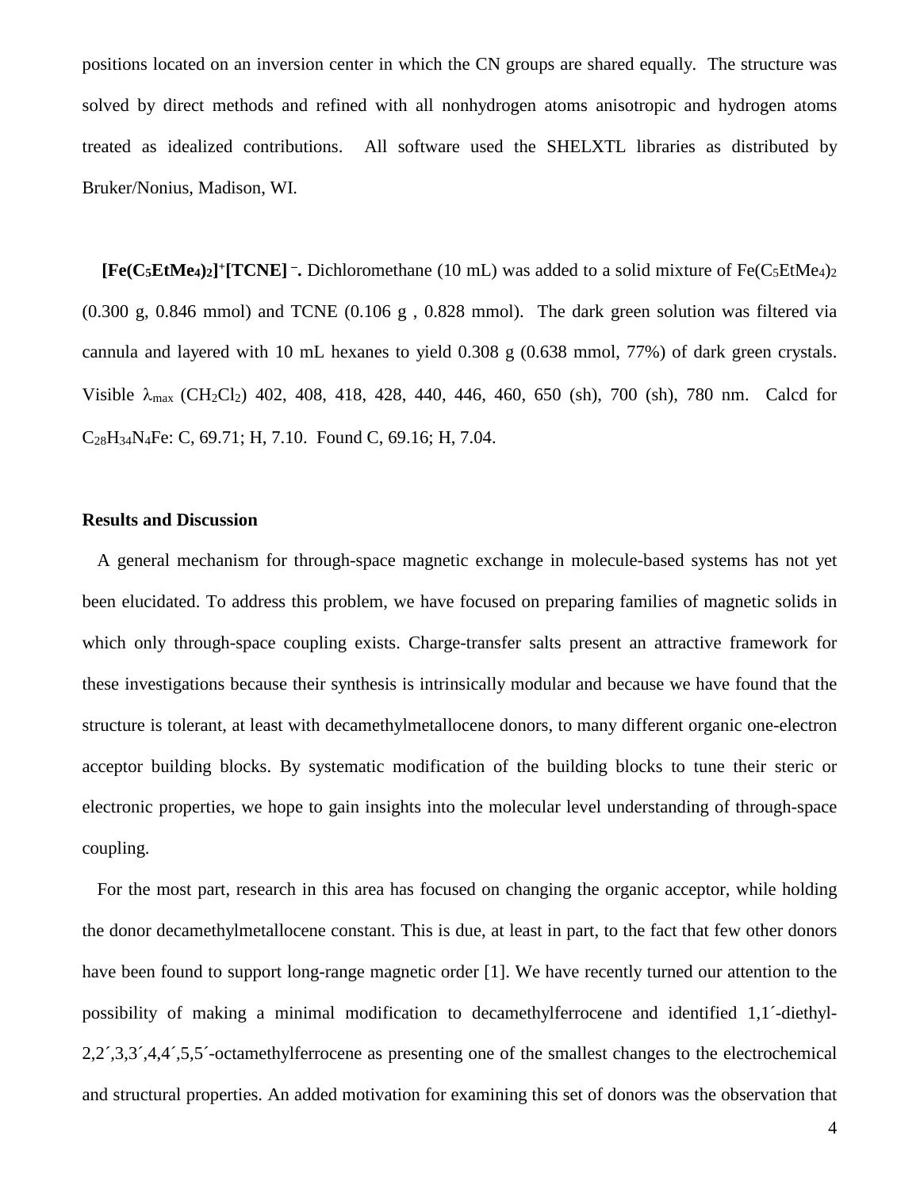positions located on an inversion center in which the CN groups are shared equally. The structure was solved by direct methods and refined with all nonhydrogen atoms anisotropic and hydrogen atoms treated as idealized contributions. All software used the SHELXTL libraries as distributed by Bruker/Nonius, Madison, WI.

**$[Fe(C_5EtMe_4)_2]^+[TCNE]^-$.** Dichloromethane (10 mL) was added to a solid mixture of $Fe(C_5EtMe_4)_2$ (0.300 g, 0.846 mmol) and TCNE (0.106 g , 0.828 mmol). The dark green solution was filtered via cannula and layered with 10 mL hexanes to yield 0.308 g (0.638 mmol, 77%) of dark green crystals. Visible $\lambda_{max}$ ($CH_2Cl_2$) 402, 408, 418, 428, 440, 446, 460, 650 (sh), 700 (sh), 780 nm. Calcd for $C_{28}H_{34}N_4Fe$: C, 69.71; H, 7.10. Found C, 69.16; H, 7.04.

## Results and Discussion

A general mechanism for through-space magnetic exchange in molecule-based systems has not yet been elucidated. To address this problem, we have focused on preparing families of magnetic solids in which only through-space coupling exists. Charge-transfer salts present an attractive framework for these investigations because their synthesis is intrinsically modular and because we have found that the structure is tolerant, at least with decamethylmetallocene donors, to many different organic one-electron acceptor building blocks. By systematic modification of the building blocks to tune their steric or electronic properties, we hope to gain insights into the molecular level understanding of through-space coupling.

For the most part, research in this area has focused on changing the organic acceptor, while holding the donor decamethylmetallocene constant. This is due, at least in part, to the fact that few other donors have been found to support long-range magnetic order [1]. We have recently turned our attention to the possibility of making a minimal modification to decamethylferrocene and identified 1,1´-diethyl-2,2´,3,3´,4,4´,5,5´-octamethylferrocene as presenting one of the smallest changes to the electrochemical and structural properties. An added motivation for examining this set of donors was the observation that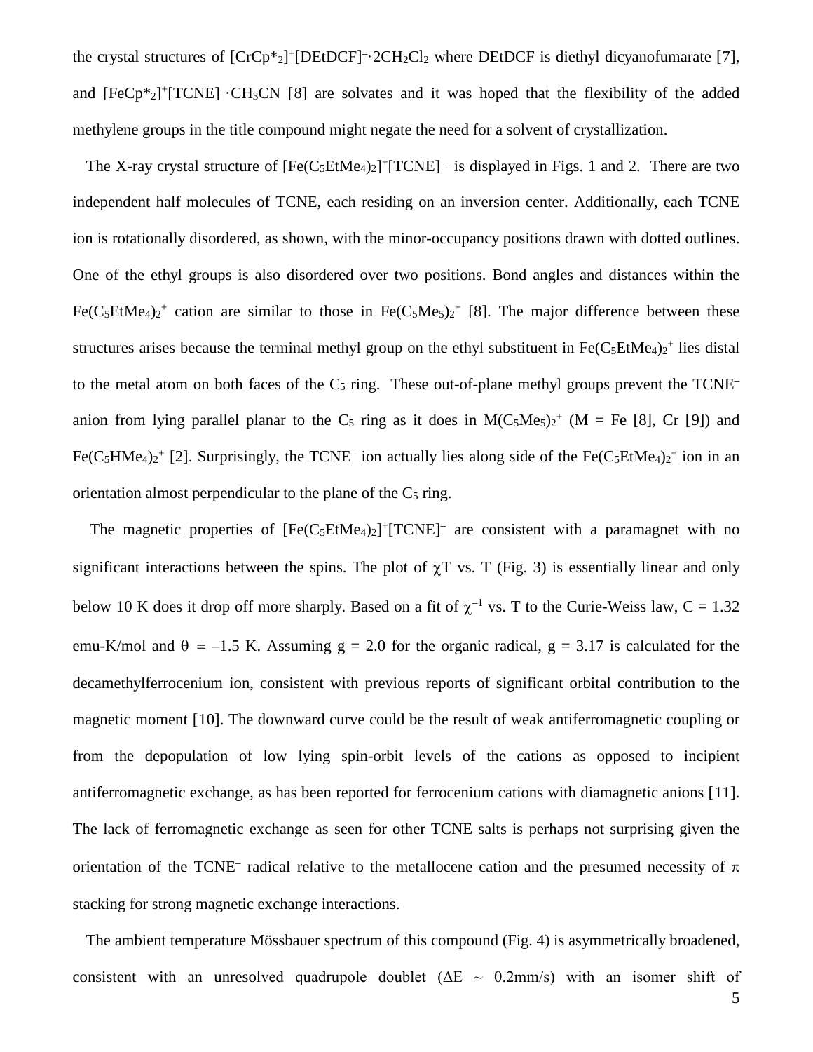the crystal structures of $[CrCp^{*}_2]^+[DEtDCF]^{-}\cdot 2CH_2Cl_2$ where DEtDCF is diethyl dicyanofumarate [7], and $[FeCp^{*}_2]^+[TCNE]^{-}\cdot CH_3CN$ [8] are solvates and it was hoped that the flexibility of the added methylene groups in the title compound might negate the need for a solvent of crystallization.

The X-ray crystal structure of $[Fe(C_5EtMe_4)_2]^+[TCNE]^-$ is displayed in Figs. 1 and 2. There are two independent half molecules of TCNE, each residing on an inversion center. Additionally, each TCNE ion is rotationally disordered, as shown, with the minor-occupancy positions drawn with dotted outlines. One of the ethyl groups is also disordered over two positions. Bond angles and distances within the $Fe(C_5EtMe_4)_2^+$ cation are similar to those in $Fe(C_5Me_5)_2^+$ [8]. The major difference between these structures arises because the terminal methyl group on the ethyl substituent in $Fe(C_5EtMe_4)_2^+$ lies distal to the metal atom on both faces of the $C_5$ ring. These out-of-plane methyl groups prevent the $TCNE^-$ anion from lying parallel planar to the $C_5$ ring as it does in $M(C_5Me_5)_2^+$ (M = Fe [8], Cr [9]) and $Fe(C_5HMe_4)_2^+$ [2]. Surprisingly, the $TCNE^-$ ion actually lies along side of the $Fe(C_5EtMe_4)_2^+$ ion in an orientation almost perpendicular to the plane of the $C_5$ ring.

The magnetic properties of $[Fe(C_5EtMe_4)_2]^+[TCNE]^-$ are consistent with a paramagnet with no significant interactions between the spins. The plot of $\chi T$ vs. T (Fig. 3) is essentially linear and only below 10 K does it drop off more sharply. Based on a fit of $\chi^{-1}$ vs. T to the Curie-Weiss law, C = 1.32 emu-K/mol and $\theta = -1.5$ K. Assuming g = 2.0 for the organic radical, g = 3.17 is calculated for the decamethylferrocenium ion, consistent with previous reports of significant orbital contribution to the magnetic moment [10]. The downward curve could be the result of weak antiferromagnetic coupling or from the depopulation of low lying spin-orbit levels of the cations as opposed to incipient antiferromagnetic exchange, as has been reported for ferrocenium cations with diamagnetic anions [11]. The lack of ferromagnetic exchange as seen for other TCNE salts is perhaps not surprising given the orientation of the $TCNE^-$ radical relative to the metallocene cation and the presumed necessity of $\pi$ stacking for strong magnetic exchange interactions.

The ambient temperature Mössbauer spectrum of this compound (Fig. 4) is asymmetrically broadened, consistent with an unresolved quadrupole doublet ($\Delta E \sim 0.2$mm/s) with an isomer shift of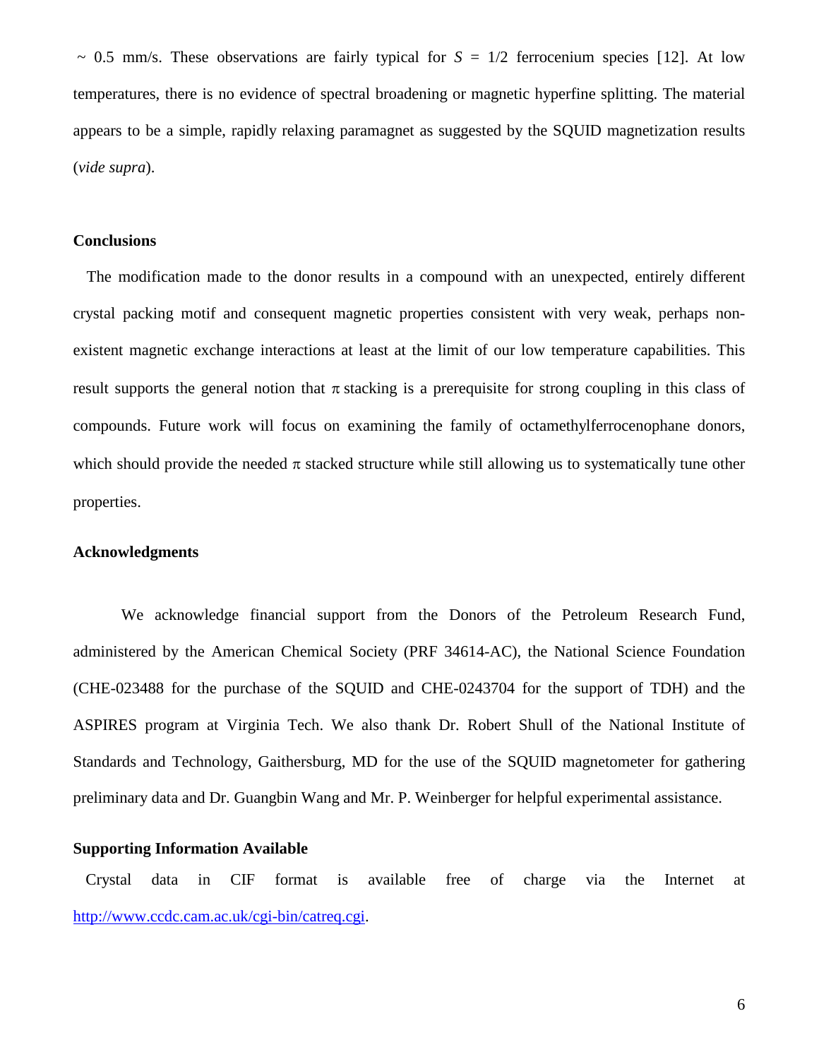~ 0.5 mm/s. These observations are fairly typical for $S$ = 1/2 ferrocenium species [12]. At low temperatures, there is no evidence of spectral broadening or magnetic hyperfine splitting. The material appears to be a simple, rapidly relaxing paramagnet as suggested by the SQUID magnetization results (*vide supra*).

## Conclusions

The modification made to the donor results in a compound with an unexpected, entirely different crystal packing motif and consequent magnetic properties consistent with very weak, perhaps non-existent magnetic exchange interactions at least at the limit of our low temperature capabilities. This result supports the general notion that $\pi$ stacking is a prerequisite for strong coupling in this class of compounds. Future work will focus on examining the family of octamethylferrocenophane donors, which should provide the needed $\pi$ stacked structure while still allowing us to systematically tune other properties.

## Acknowledgments

We acknowledge financial support from the Donors of the Petroleum Research Fund, administered by the American Chemical Society (PRF 34614-AC), the National Science Foundation (CHE-023488 for the purchase of the SQUID and CHE-0243704 for the support of TDH) and the ASPIRES program at Virginia Tech. We also thank Dr. Robert Shull of the National Institute of Standards and Technology, Gaithersburg, MD for the use of the SQUID magnetometer for gathering preliminary data and Dr. Guangbin Wang and Mr. P. Weinberger for helpful experimental assistance.

## Supporting Information Available

Crystal data in CIF format is available free of charge via the Internet at http://www.ccdc.cam.ac.uk/cgi-bin/catreq.cgi.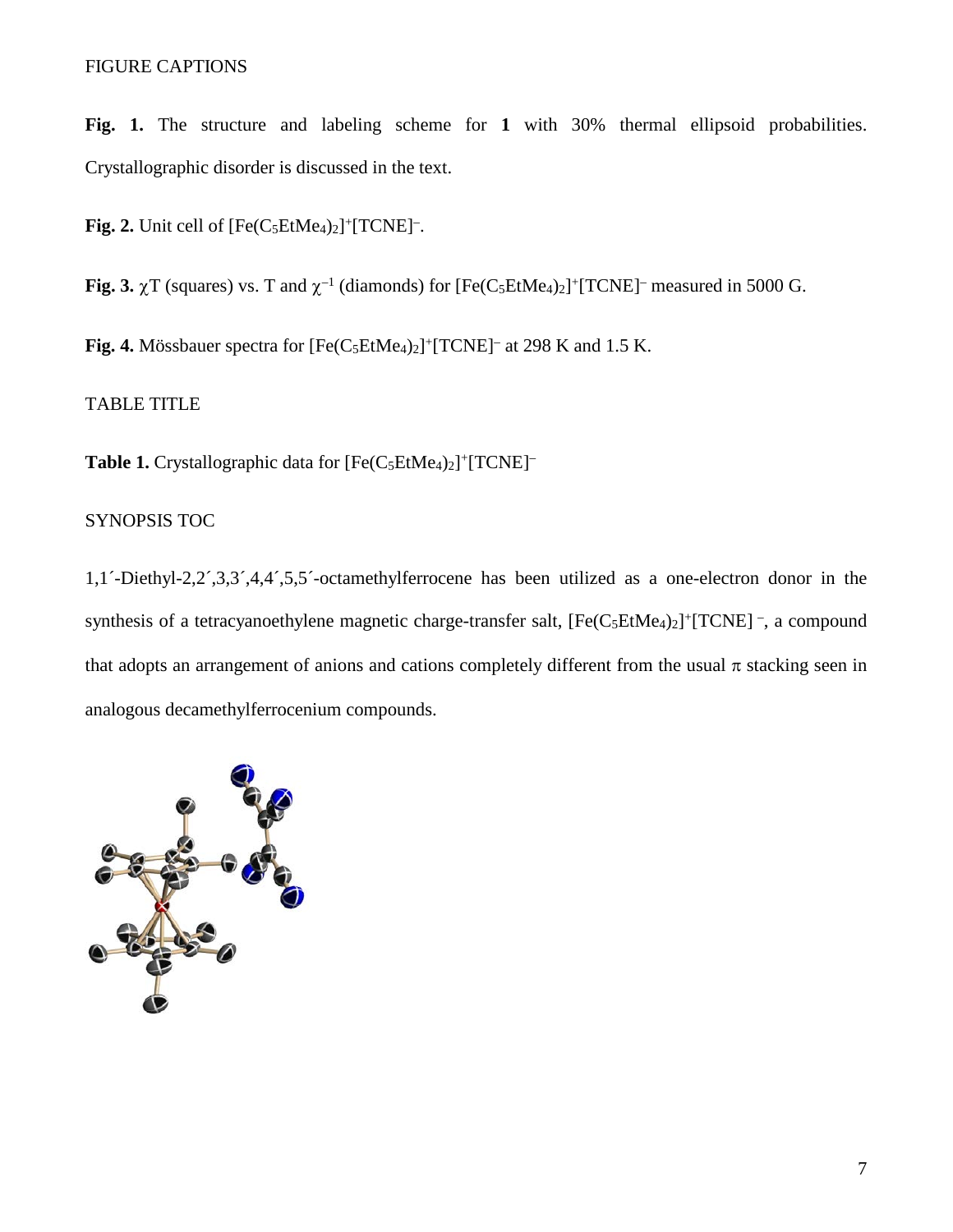FIGURE CAPTIONS

**Fig. 1.** The structure and labeling scheme for **1** with 30% thermal ellipsoid probabilities. Crystallographic disorder is discussed in the text.

**Fig. 2.** Unit cell of $[Fe(C_5EtMe_4)_2]^+[TCNE]^-$.

**Fig. 3.** $\chi T$ (squares) vs. T and $\chi^{-1}$ (diamonds) for $[Fe(C_5EtMe_4)_2]^+[TCNE]^-$ measured in 5000 G.

**Fig. 4.** Mössbauer spectra for $[Fe(C_5EtMe_4)_2]^+[TCNE]^-$ at 298 K and 1.5 K.

TABLE TITLE

**Table 1.** Crystallographic data for $[Fe(C_5EtMe_4)_2]^+[TCNE]^-$

SYNOPSIS TOC

1,1´-Diethyl-2,2´,3,3´,4,4´,5,5´-octamethylferrocene has been utilized as a one-electron donor in the synthesis of a tetracyanoethylene magnetic charge-transfer salt, $[Fe(C_5EtMe_4)_2]^+[TCNE]^-$, a compound that adopts an arrangement of anions and cations completely different from the usual $\pi$ stacking seen in analogous decamethylferrocenium compounds.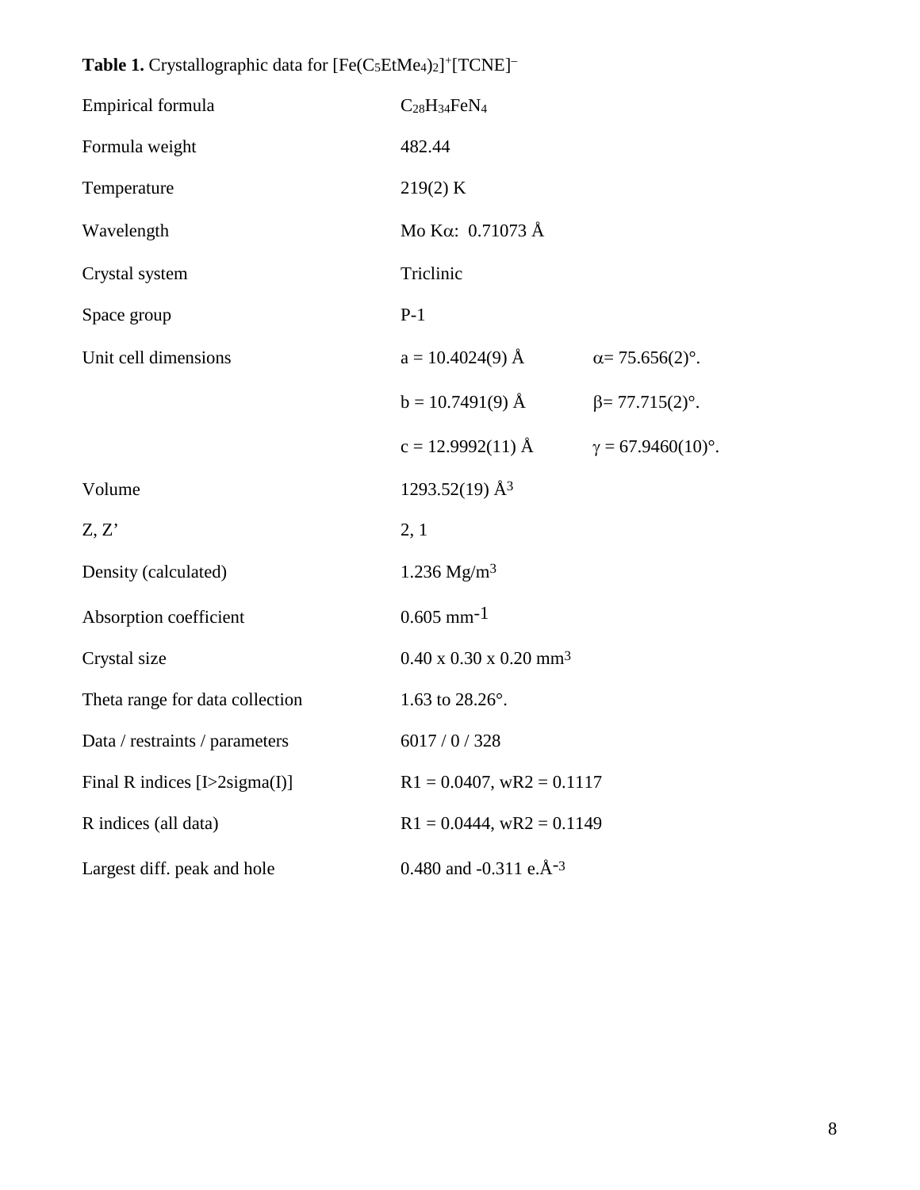**Table 1.** Crystallographic data for $[Fe(C_5EtMe_4)_2]^+[TCNE]^-$

| | | |
|---|---|---|
| Empirical formula | $C_{28}H_{34}FeN_4$ | |
| Formula weight | 482.44 | |
| Temperature | 219(2) K | |
| Wavelength | Mo K$\alpha$: 0.71073 Å | |
| Crystal system | Triclinic | |
| Space group | P-1 | |
| Unit cell dimensions | a = 10.4024(9) Å | $\alpha$= 75.656(2)°. |
| | b = 10.7491(9) Å | $\beta$= 77.715(2)°. |
| | c = 12.9992(11) Å | $\gamma$ = 67.9460(10)°. |
| Volume | 1293.52(19) Å$^3$ | |
| Z, Z' | 2, 1 | |
| Density (calculated) | 1.236 Mg/m$^3$ | |
| Absorption coefficient | 0.605 mm$^{-1}$ | |
| Crystal size | 0.40 x 0.30 x 0.20 mm$^3$ | |
| Theta range for data collection | 1.63 to 28.26°. | |
| Data / restraints / parameters | 6017 / 0 / 328 | |
| Final R indices [I>2sigma(I)] | R1 = 0.0407, wR2 = 0.1117 | |
| R indices (all data) | R1 = 0.0444, wR2 = 0.1149 | |
| Largest diff. peak and hole | 0.480 and -0.311 e.Å$^{-3}$ | |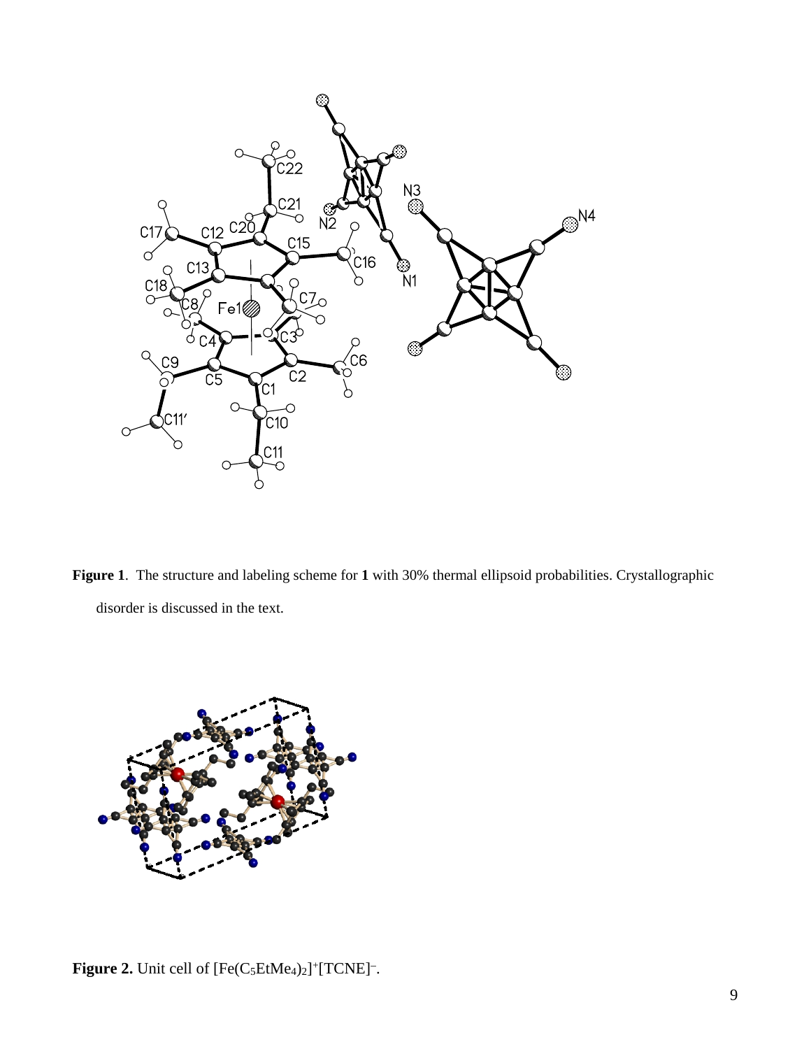**Figure 1**. The structure and labeling scheme for **1** with 30% thermal ellipsoid probabilities. Crystallographic disorder is discussed in the text.

**Figure 2.** Unit cell of $[Fe(C_5EtMe_4)_2]^+[TCNE]^-$.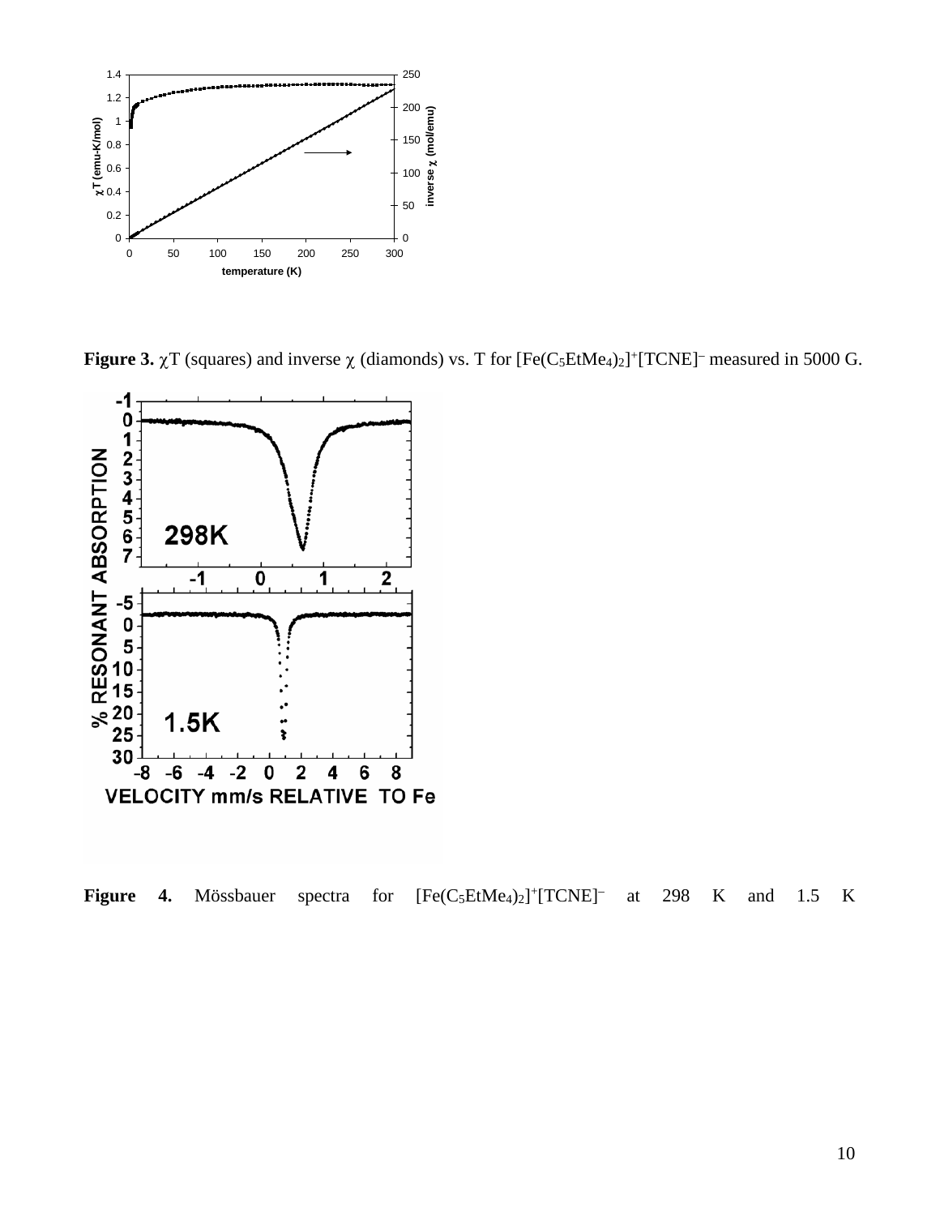**Figure 3.** $\chi T$ (squares) and inverse $\chi$ (diamonds) vs. T for $[Fe(C_5EtMe_4)_2]^+[TCNE]^–$ measured in 5000 G.

**Figure 4.** Mössbauer spectra for $[Fe(C_5EtMe_4)_2]^+[TCNE]^–$ at 298 K and 1.5 K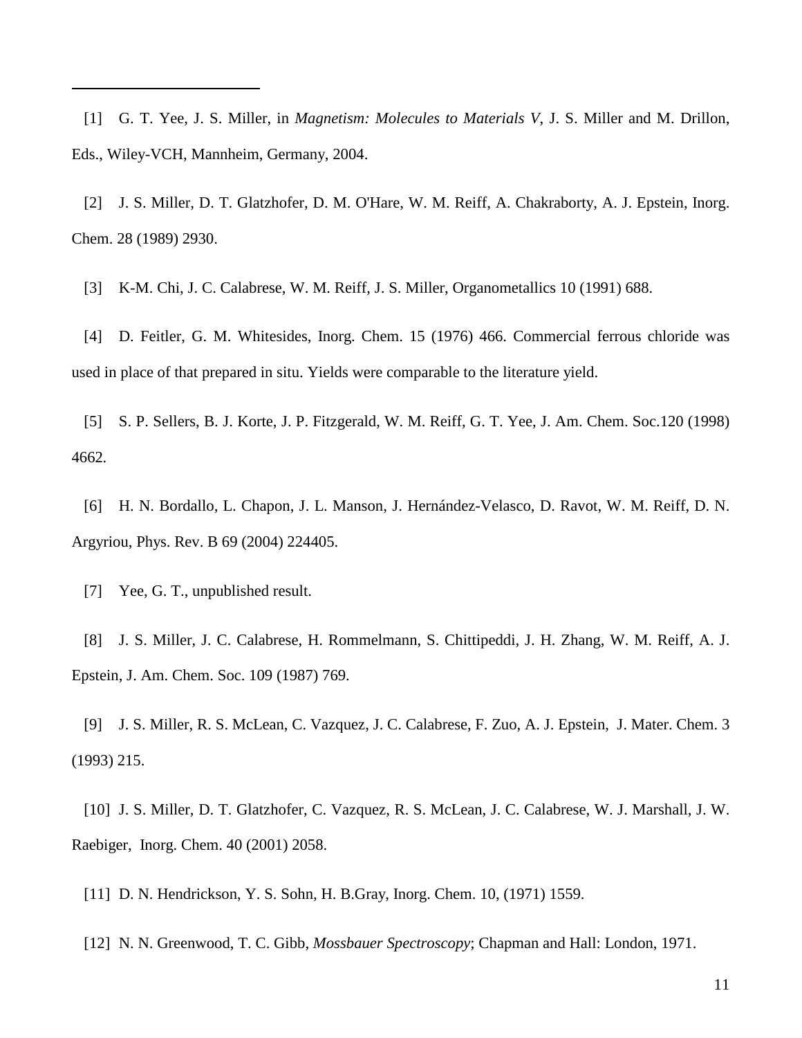[1] G. T. Yee, J. S. Miller, in *Magnetism: Molecules to Materials V*, J. S. Miller and M. Drillon, Eds., Wiley-VCH, Mannheim, Germany, 2004.

[2] J. S. Miller, D. T. Glatzhofer, D. M. O'Hare, W. M. Reiff, A. Chakraborty, A. J. Epstein, Inorg. Chem. 28 (1989) 2930.

[3] K-M. Chi, J. C. Calabrese, W. M. Reiff, J. S. Miller, Organometallics 10 (1991) 688.

[4] D. Feitler, G. M. Whitesides, Inorg. Chem. 15 (1976) 466. Commercial ferrous chloride was used in place of that prepared in situ. Yields were comparable to the literature yield.

[5] S. P. Sellers, B. J. Korte, J. P. Fitzgerald, W. M. Reiff, G. T. Yee, J. Am. Chem. Soc.120 (1998) 4662.

[6] H. N. Bordallo, L. Chapon, J. L. Manson, J. Hernández-Velasco, D. Ravot, W. M. Reiff, D. N. Argyriou, Phys. Rev. B 69 (2004) 224405.

[7] Yee, G. T., unpublished result.

[8] J. S. Miller, J. C. Calabrese, H. Rommelmann, S. Chittipeddi, J. H. Zhang, W. M. Reiff, A. J. Epstein, J. Am. Chem. Soc. 109 (1987) 769.

[9] J. S. Miller, R. S. McLean, C. Vazquez, J. C. Calabrese, F. Zuo, A. J. Epstein, J. Mater. Chem. 3 (1993) 215.

[10] J. S. Miller, D. T. Glatzhofer, C. Vazquez, R. S. McLean, J. C. Calabrese, W. J. Marshall, J. W. Raebiger, Inorg. Chem. 40 (2001) 2058.

[11] D. N. Hendrickson, Y. S. Sohn, H. B.Gray, Inorg. Chem. 10, (1971) 1559.

[12] N. N. Greenwood, T. C. Gibb, *Mossbauer Spectroscopy*; Chapman and Hall: London, 1971.